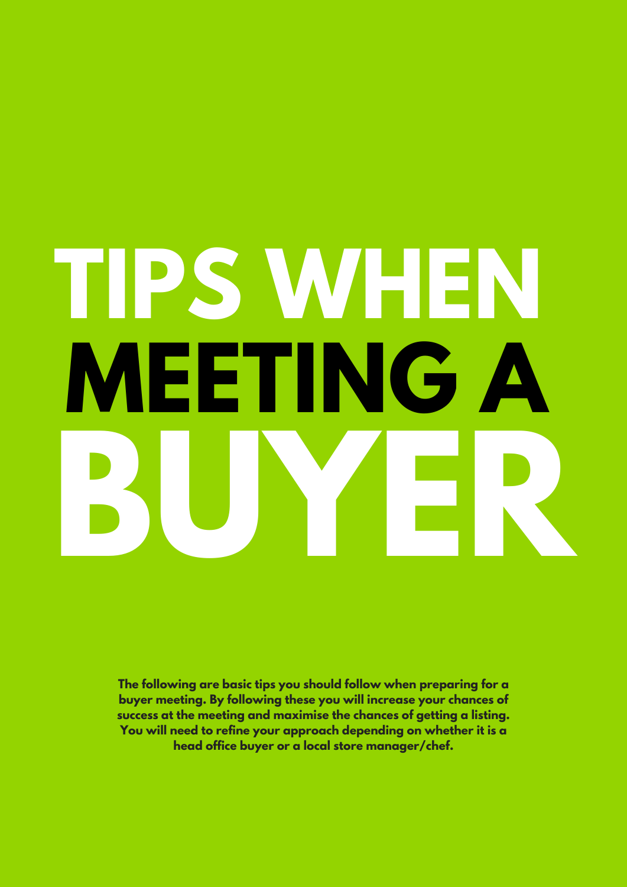# TIPS WHEN MEETING A BUYER

**The following are basic tips you should follow when preparing for a buyer meeting. By following these you will increase your chances of success at the meeting and maximise the chances of getting a listing. You will need to refine your approach depending on whether it is a head office buyer or a local store manager/chef.**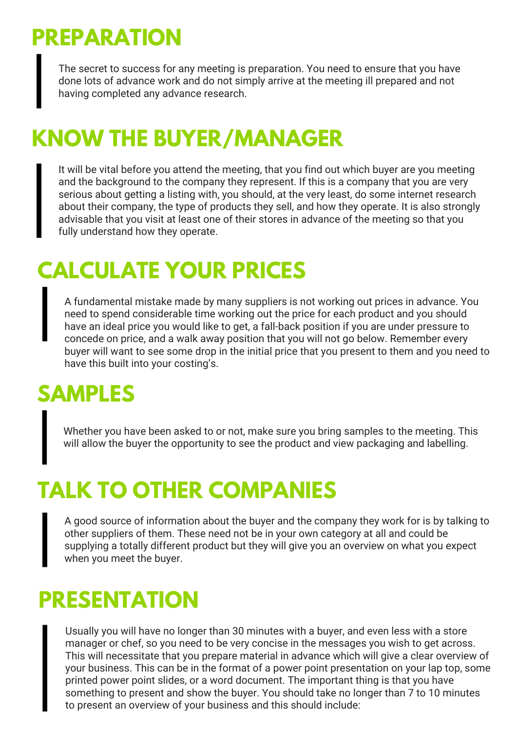# PREPARATION

The secret to success for any meeting is preparation. You need to ensure that you have done lots of advance work and do not simply arrive at the meeting ill prepared and not having completed any advance research.

# KNOW THE BUYER/MANAGER

It will be vital before you attend the meeting, that you find out which buyer are you meeting and the background to the company they represent. If this is a company that you are very serious about getting a listing with, you should, at the very least, do some internet research about their company, the type of products they sell, and how they operate. It is also strongly advisable that you visit at least one of their stores in advance of the meeting so that you fully understand how they operate.

# CALCULATE YOUR PRICES

A fundamental mistake made by many suppliers is not working out prices in advance. You need to spend considerable time working out the price for each product and you should have an ideal price you would like to get, a fall-back position if you are under pressure to concede on price, and a walk away position that you will not go below. Remember every buyer will want to see some drop in the initial price that you present to them and you need to have this built into your costing's.

# SAMPLES

Whether you have been asked to or not, make sure you bring samples to the meeting. This will allow the buyer the opportunity to see the product and view packaging and labelling.

# TALK TO OTHER COMPANIES

A good source of information about the buyer and the company they work for is by talking to other suppliers of them. These need not be in your own category at all and could be supplying a totally different product but they will give you an overview on what you expect when you meet the buyer.

# PRESENTATION

Usually you will have no longer than 30 minutes with a buyer, and even less with a store manager or chef, so you need to be very concise in the messages you wish to get across. This will necessitate that you prepare material in advance which will give a clear overview of your business. This can be in the format of a power point presentation on your lap top, some printed power point slides, or a word document. The important thing is that you have something to present and show the buyer. You should take no longer than 7 to 10 minutes to present an overview of your business and this should include: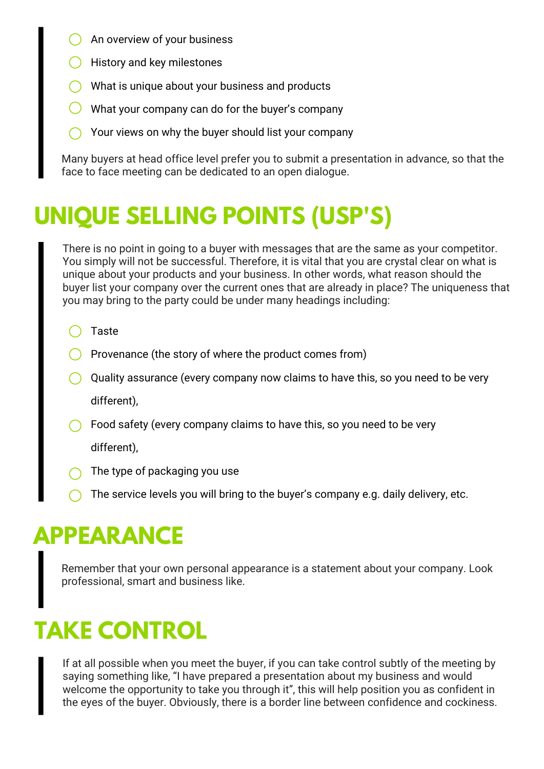- An overview of your business
- History and key milestones
- What is unique about your business and products
- What your company can do for the buyer's company
- Your views on why the buyer should list your company

Many buyers at head office level prefer you to submit a presentation in advance, so that the face to face meeting can be dedicated to an open dialogue.

## UNIQUE SELLING POINTS (USP'S)

There is no point in going to a buyer with messages that are the same as your competitor. You simply will not be successful. Therefore, it is vital that you are crystal clear on what is unique about your products and your business. In other words, what reason should the buyer list your company over the current ones that are already in place? The uniqueness that you may bring to the party could be under many headings including:

- Taste
- Provenance (the story of where the product comes from)
- Quality assurance (every company now claims to have this, so you need to be very different),
- Food safety (every company claims to have this, so you need to be very different),
- The type of packaging you use
- The service levels you will bring to the buyer's company e.g. daily delivery, etc.

## APPEARANCE

Remember that your own personal appearance is a statement about your company. Look professional, smart and business like.

## TAKE CONTROL

If at all possible when you meet the buyer, if you can take control subtly of the meeting by saying something like, "I have prepared a presentation about my business and would welcome the opportunity to take you through it", this will help position you as confident in the eyes of the buyer. Obviously, there is a border line between confidence and cockiness.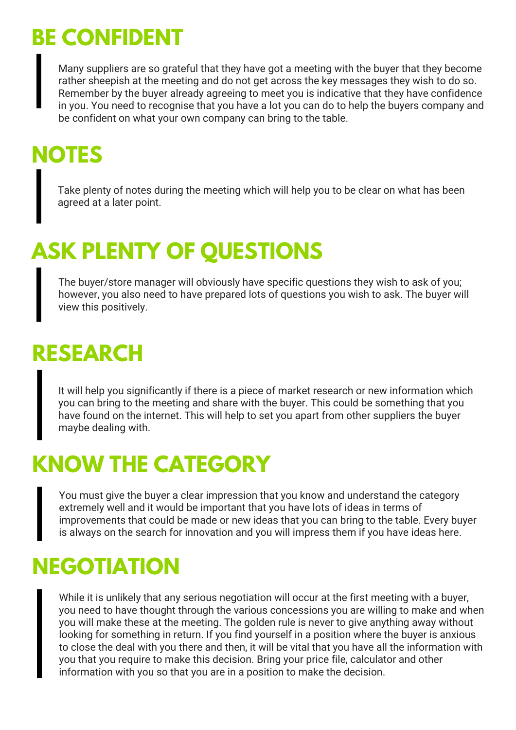## BE CONFIDENT

Many suppliers are so grateful that they have got a meeting with the buyer that they become rather sheepish at the meeting and do not get across the key messages they wish to do so. Remember by the buyer already agreeing to meet you is indicative that they have confidence in you. You need to recognise that you have a lot you can do to help the buyers company and be confident on what your own company can bring to the table.

## NOTES

Take plenty of notes during the meeting which will help you to be clear on what has been agreed at a later point.

## ASK PLENTY OF QUESTIONS

The buyer/store manager will obviously have specific questions they wish to ask of you; however, you also need to have prepared lots of questions you wish to ask. The buyer will view this positively.

## RESEARCH

It will help you significantly if there is a piece of market research or new information which you can bring to the meeting and share with the buyer. This could be something that you have found on the internet. This will help to set you apart from other suppliers the buyer maybe dealing with.

## KNOW THE CATEGORY

You must give the buyer a clear impression that you know and understand the category extremely well and it would be important that you have lots of ideas in terms of improvements that could be made or new ideas that you can bring to the table. Every buyer is always on the search for innovation and you will impress them if you have ideas here.

## NEGOTIATION

While it is unlikely that any serious negotiation will occur at the first meeting with a buyer, you need to have thought through the various concessions you are willing to make and when you will make these at the meeting. The golden rule is never to give anything away without looking for something in return. If you find yourself in a position where the buyer is anxious to close the deal with you there and then, it will be vital that you have all the information with you that you require to make this decision. Bring your price file, calculator and other information with you so that you are in a position to make the decision.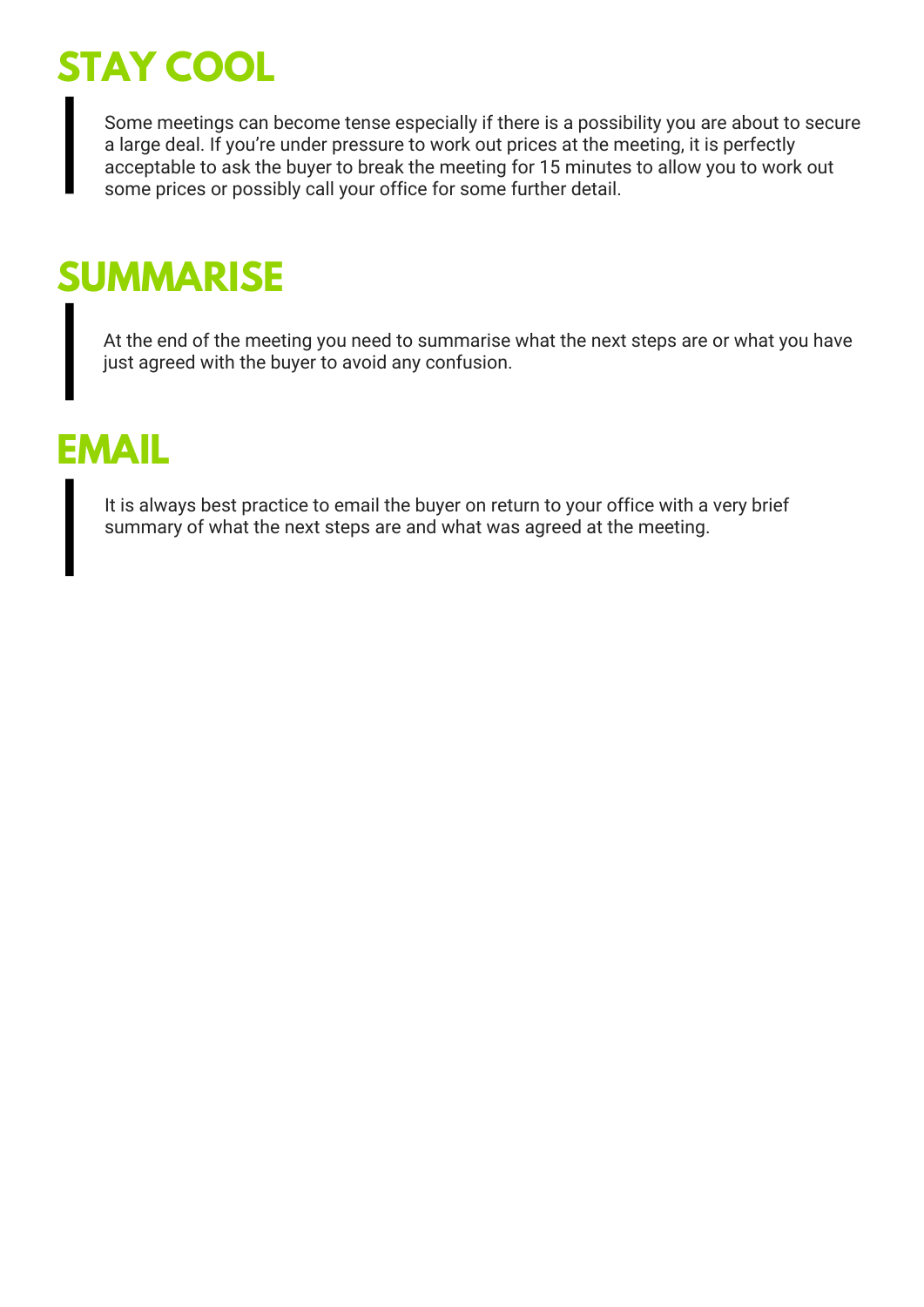# STAY COOL

Some meetings can become tense especially if there is a possibility you are about to secure a large deal. If you're under pressure to work out prices at the meeting, it is perfectly acceptable to ask the buyer to break the meeting for 15 minutes to allow you to work out some prices or possibly call your office for some further detail.

# SUMMARISE

At the end of the meeting you need to summarise what the next steps are or what you have just agreed with the buyer to avoid any confusion.

# EMAIL

It is always best practice to email the buyer on return to your office with a very brief summary of what the next steps are and what was agreed at the meeting.